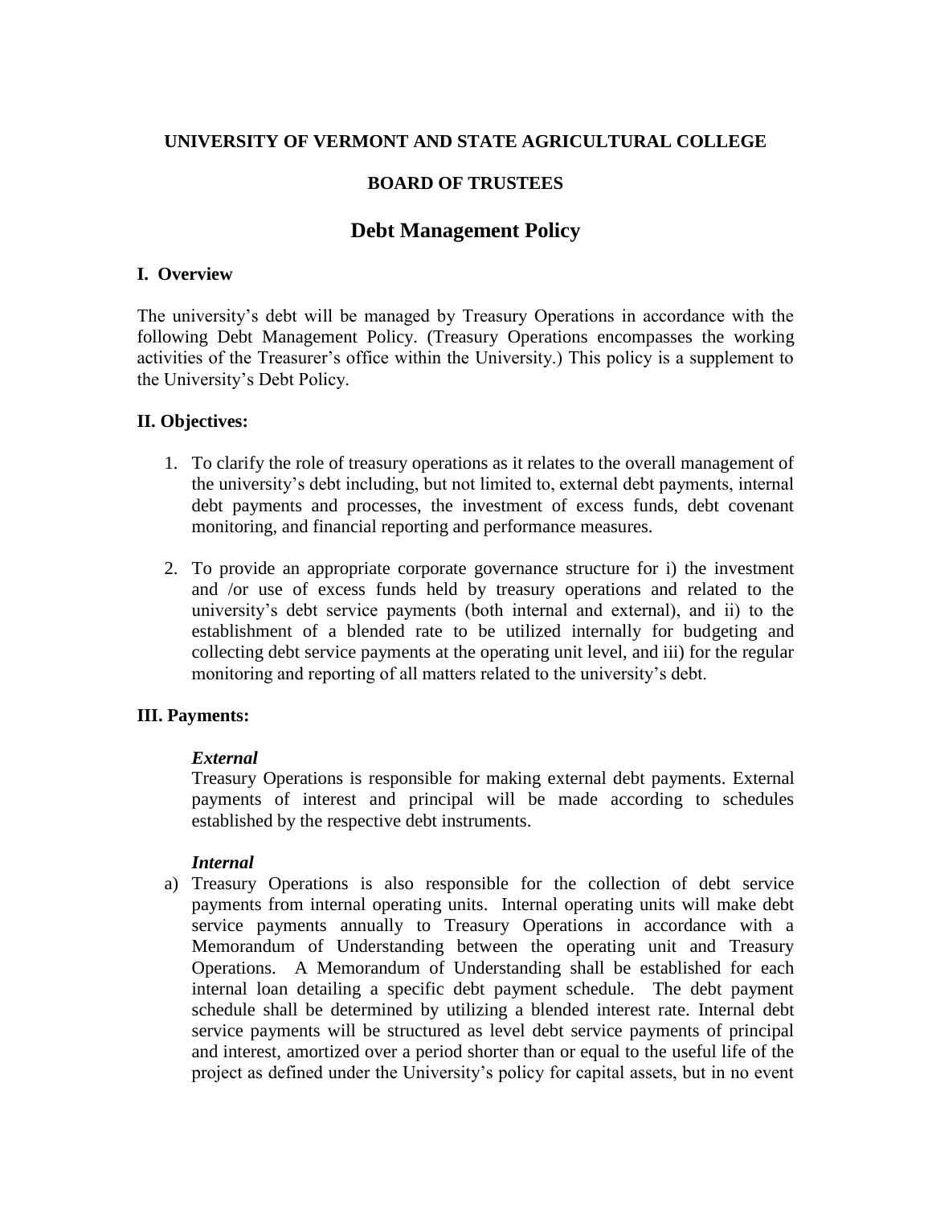**UNIVERSITY OF VERMONT AND STATE AGRICULTURAL COLLEGE**

**BOARD OF TRUSTEES**

# Debt Management Policy

## I. Overview

The university's debt will be managed by Treasury Operations in accordance with the following Debt Management Policy. (Treasury Operations encompasses the working activities of the Treasurer's office within the University.) This policy is a supplement to the University's Debt Policy.

## II. Objectives:

1. To clarify the role of treasury operations as it relates to the overall management of the university's debt including, but not limited to, external debt payments, internal debt payments and processes, the investment of excess funds, debt covenant monitoring, and financial reporting and performance measures.

2. To provide an appropriate corporate governance structure for i) the investment and /or use of excess funds held by treasury operations and related to the university's debt service payments (both internal and external), and ii) to the establishment of a blended rate to be utilized internally for budgeting and collecting debt service payments at the operating unit level, and iii) for the regular monitoring and reporting of all matters related to the university's debt.

## III. Payments:

***External***

Treasury Operations is responsible for making external debt payments. External payments of interest and principal will be made according to schedules established by the respective debt instruments.

***Internal***

a) Treasury Operations is also responsible for the collection of debt service payments from internal operating units. Internal operating units will make debt service payments annually to Treasury Operations in accordance with a Memorandum of Understanding between the operating unit and Treasury Operations. A Memorandum of Understanding shall be established for each internal loan detailing a specific debt payment schedule. The debt payment schedule shall be determined by utilizing a blended interest rate. Internal debt service payments will be structured as level debt service payments of principal and interest, amortized over a period shorter than or equal to the useful life of the project as defined under the University's policy for capital assets, but in no event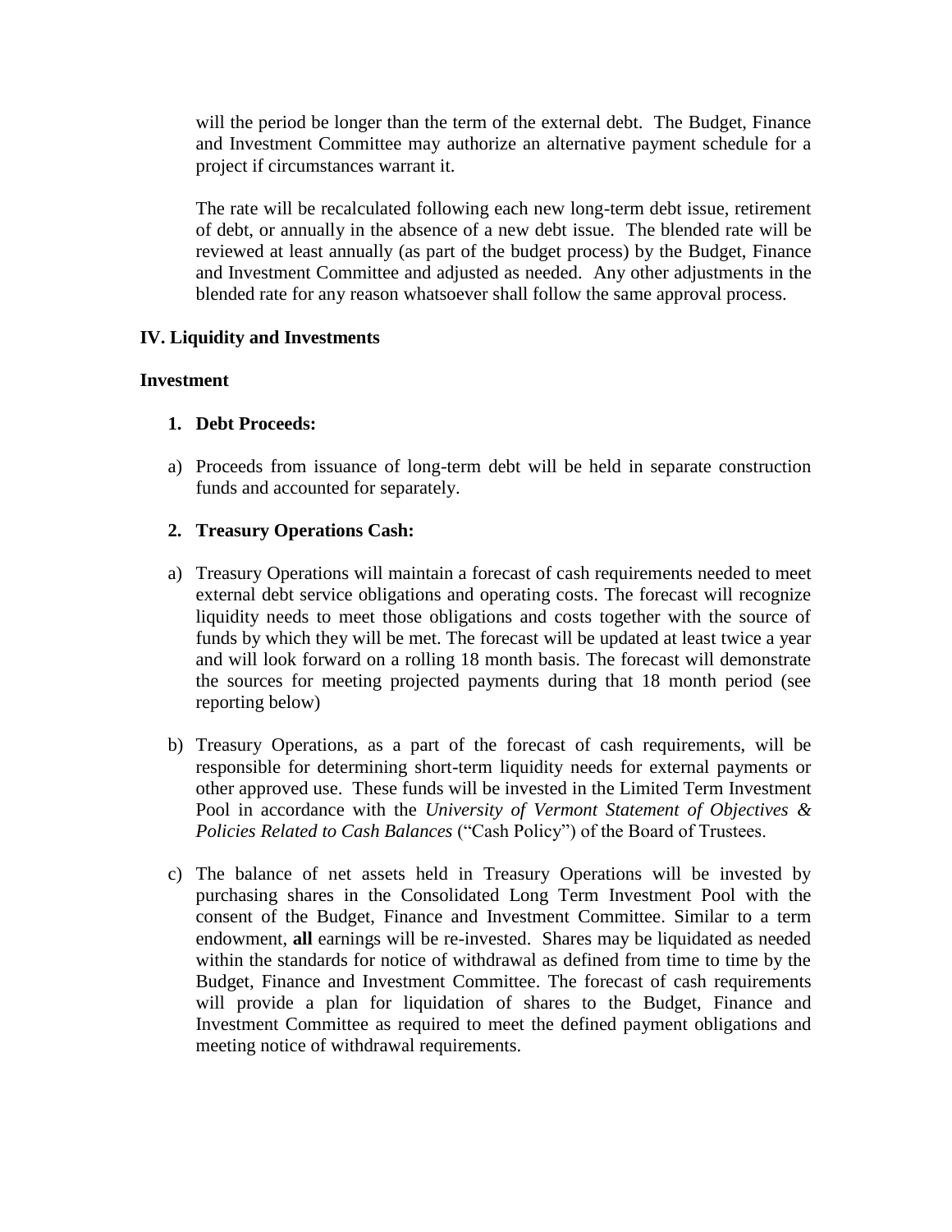will the period be longer than the term of the external debt. The Budget, Finance and Investment Committee may authorize an alternative payment schedule for a project if circumstances warrant it.

The rate will be recalculated following each new long-term debt issue, retirement of debt, or annually in the absence of a new debt issue. The blended rate will be reviewed at least annually (as part of the budget process) by the Budget, Finance and Investment Committee and adjusted as needed. Any other adjustments in the blended rate for any reason whatsoever shall follow the same approval process.

## IV. Liquidity and Investments

### Investment

**1. Debt Proceeds:**

a) Proceeds from issuance of long-term debt will be held in separate construction funds and accounted for separately.

**2. Treasury Operations Cash:**

a) Treasury Operations will maintain a forecast of cash requirements needed to meet external debt service obligations and operating costs. The forecast will recognize liquidity needs to meet those obligations and costs together with the source of funds by which they will be met. The forecast will be updated at least twice a year and will look forward on a rolling 18 month basis. The forecast will demonstrate the sources for meeting projected payments during that 18 month period (see reporting below)

b) Treasury Operations, as a part of the forecast of cash requirements, will be responsible for determining short-term liquidity needs for external payments or other approved use. These funds will be invested in the Limited Term Investment Pool in accordance with the *University of Vermont Statement of Objectives & Policies Related to Cash Balances* ("Cash Policy") of the Board of Trustees.

c) The balance of net assets held in Treasury Operations will be invested by purchasing shares in the Consolidated Long Term Investment Pool with the consent of the Budget, Finance and Investment Committee. Similar to a term endowment, **all** earnings will be re-invested. Shares may be liquidated as needed within the standards for notice of withdrawal as defined from time to time by the Budget, Finance and Investment Committee. The forecast of cash requirements will provide a plan for liquidation of shares to the Budget, Finance and Investment Committee as required to meet the defined payment obligations and meeting notice of withdrawal requirements.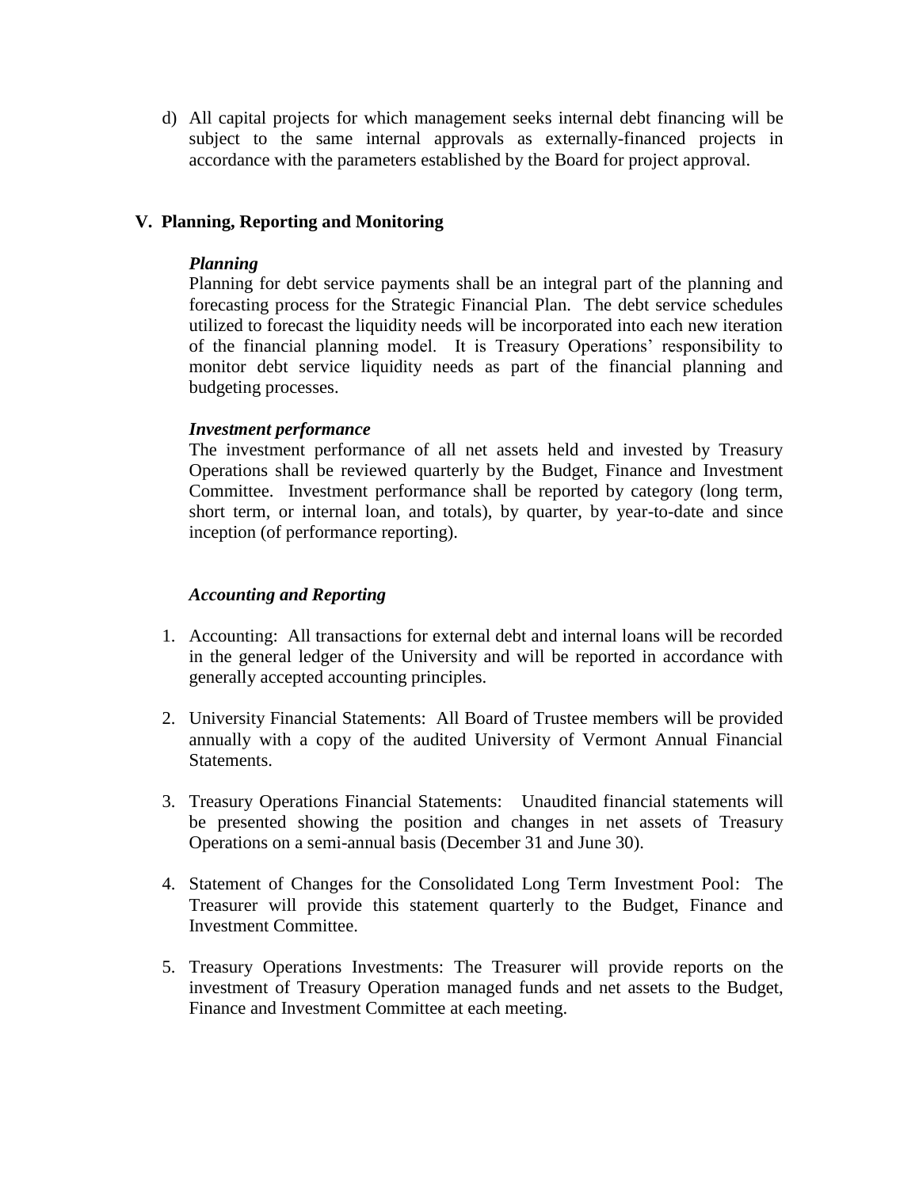d) All capital projects for which management seeks internal debt financing will be subject to the same internal approvals as externally-financed projects in accordance with the parameters established by the Board for project approval.

## V. Planning, Reporting and Monitoring

***Planning***

Planning for debt service payments shall be an integral part of the planning and forecasting process for the Strategic Financial Plan. The debt service schedules utilized to forecast the liquidity needs will be incorporated into each new iteration of the financial planning model. It is Treasury Operations' responsibility to monitor debt service liquidity needs as part of the financial planning and budgeting processes.

***Investment performance***

The investment performance of all net assets held and invested by Treasury Operations shall be reviewed quarterly by the Budget, Finance and Investment Committee. Investment performance shall be reported by category (long term, short term, or internal loan, and totals), by quarter, by year-to-date and since inception (of performance reporting).

***Accounting and Reporting***

1. Accounting: All transactions for external debt and internal loans will be recorded in the general ledger of the University and will be reported in accordance with generally accepted accounting principles.

2. University Financial Statements: All Board of Trustee members will be provided annually with a copy of the audited University of Vermont Annual Financial Statements.

3. Treasury Operations Financial Statements: Unaudited financial statements will be presented showing the position and changes in net assets of Treasury Operations on a semi-annual basis (December 31 and June 30).

4. Statement of Changes for the Consolidated Long Term Investment Pool: The Treasurer will provide this statement quarterly to the Budget, Finance and Investment Committee.

5. Treasury Operations Investments: The Treasurer will provide reports on the investment of Treasury Operation managed funds and net assets to the Budget, Finance and Investment Committee at each meeting.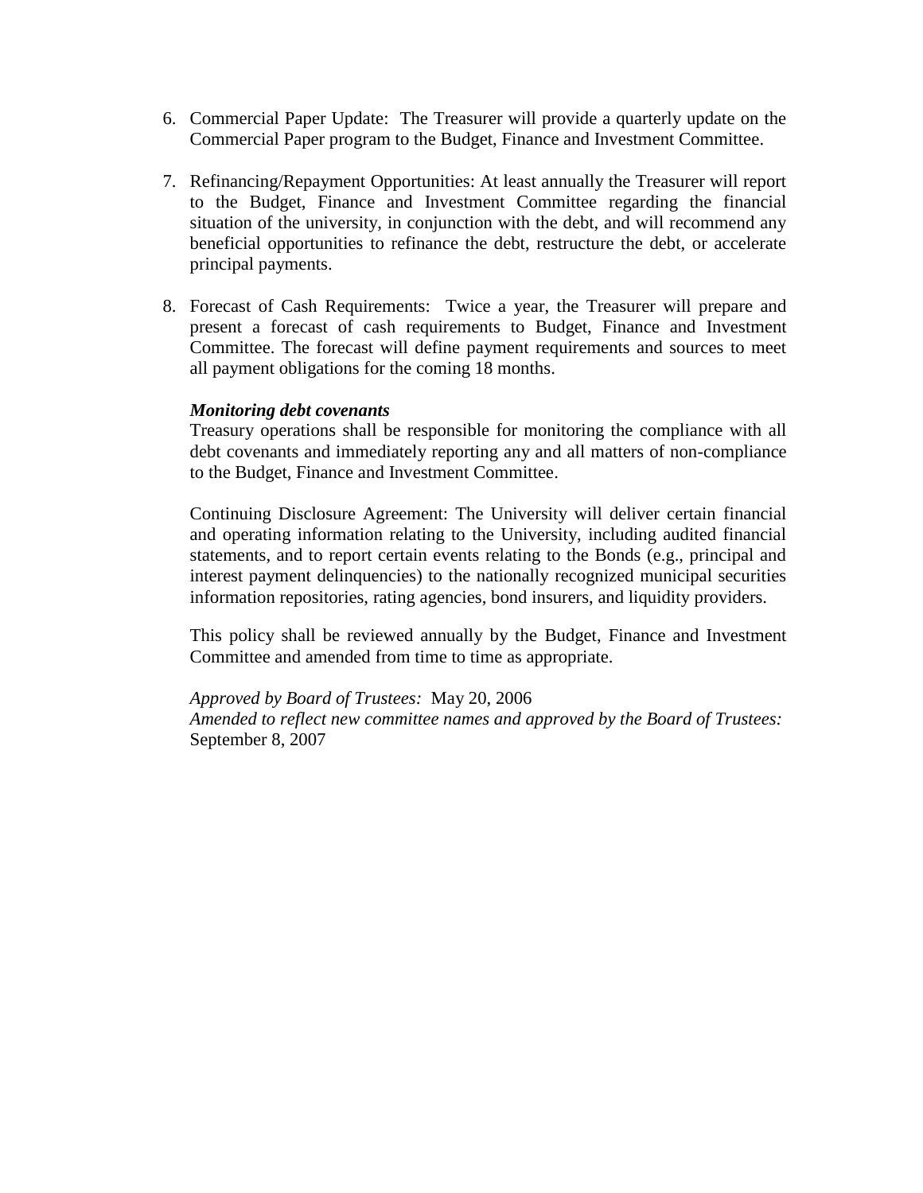6. Commercial Paper Update: The Treasurer will provide a quarterly update on the Commercial Paper program to the Budget, Finance and Investment Committee.

7. Refinancing/Repayment Opportunities: At least annually the Treasurer will report to the Budget, Finance and Investment Committee regarding the financial situation of the university, in conjunction with the debt, and will recommend any beneficial opportunities to refinance the debt, restructure the debt, or accelerate principal payments.

8. Forecast of Cash Requirements: Twice a year, the Treasurer will prepare and present a forecast of cash requirements to Budget, Finance and Investment Committee. The forecast will define payment requirements and sources to meet all payment obligations for the coming 18 months.

***Monitoring debt covenants***

Treasury operations shall be responsible for monitoring the compliance with all debt covenants and immediately reporting any and all matters of non-compliance to the Budget, Finance and Investment Committee.

Continuing Disclosure Agreement: The University will deliver certain financial and operating information relating to the University, including audited financial statements, and to report certain events relating to the Bonds (e.g., principal and interest payment delinquencies) to the nationally recognized municipal securities information repositories, rating agencies, bond insurers, and liquidity providers.

This policy shall be reviewed annually by the Budget, Finance and Investment Committee and amended from time to time as appropriate.

*Approved by Board of Trustees:* May 20, 2006
*Amended to reflect new committee names and approved by the Board of Trustees:* September 8, 2007